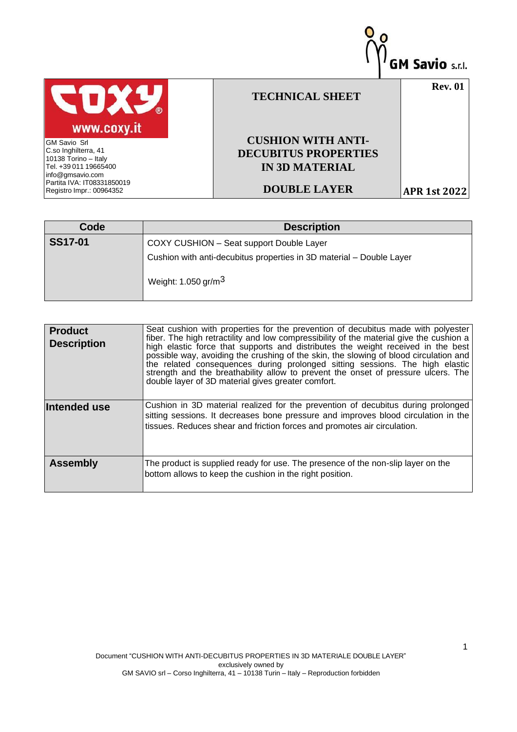GM Savio s.r.l.

**www.coxy.it**

GM Savio Srl
C.so Inghilterra, 41
10138 Torino – Italy
Tel. +39 011 19665400
info@gmsavio.com
Partita IVA: IT08331850019
Registro Impr.: 00964352

# TECHNICAL SHEET

# CUSHION WITH ANTI-DECUBITUS PROPERTIES IN 3D MATERIAL

## DOUBLE LAYER

**Rev. 01**

**APR 1st 2022**

| Code | Description |
|---|---|
| **SS17-01** | COXY CUSHION – Seat support Double Layer<br>Cushion with anti-decubitus properties in 3D material – Double Layer<br><br>Weight: 1.050 gr/m$^3$ |

| | |
|---|---|
| **Product Description** | Seat cushion with properties for the prevention of decubitus made with polyester fiber. The high retractility and low compressibility of the material give the cushion a high elastic force that supports and distributes the weight received in the best possible way, avoiding the crushing of the skin, the slowing of blood circulation and the related consequences during prolonged sitting sessions. The high elastic strength and the breathability allow to prevent the onset of pressure ulcers. The double layer of 3D material gives greater comfort. |
| **Intended use** | Cushion in 3D material realized for the prevention of decubitus during prolonged sitting sessions. It decreases bone pressure and improves blood circulation in the tissues. Reduces shear and friction forces and promotes air circulation. |
| **Assembly** | The product is supplied ready for use. The presence of the non-slip layer on the bottom allows to keep the cushion in the right position. |

Document "CUSHION WITH ANTI-DECUBITUS PROPERTIES IN 3D MATERIALE DOUBLE LAYER" exclusively owned by
GM SAVIO srl – Corso Inghilterra, 41 – 10138 Turin – Italy – Reproduction forbidden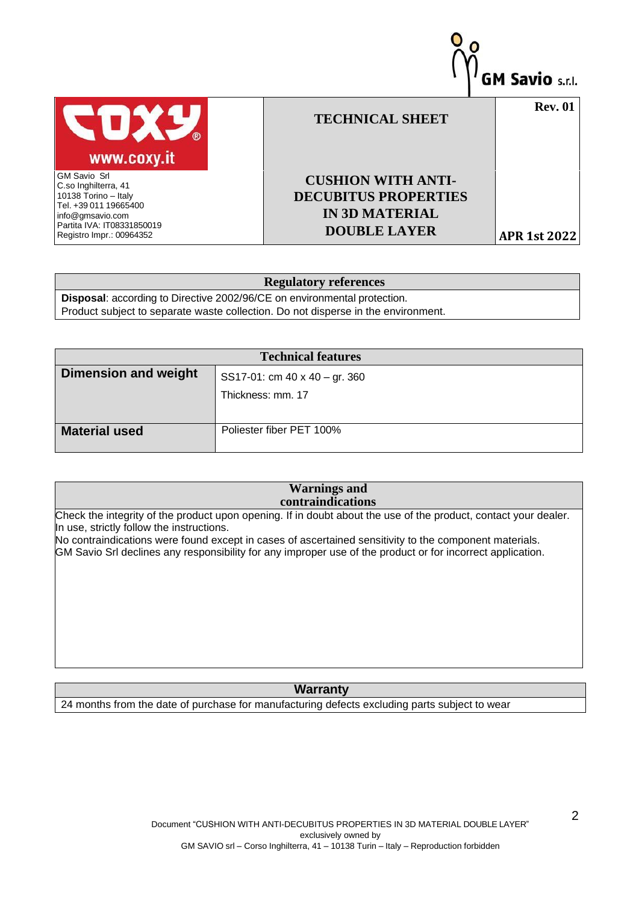| GM Savio Srl<br>C.so Inghilterra, 41<br>10138 Torino – Italy<br>Tel. +39 011 19665400<br>info@gmsavio.com<br>Partita IVA: IT08331850019<br>Registro Impr.: 00964352 | **TECHNICAL SHEET**<br><br>**CUSHION WITH ANTI-DECUBITUS PROPERTIES IN 3D MATERIAL DOUBLE LAYER** | **Rev. 01**<br><br>**APR 1st 2022** |
|---|---|---|

## Regulatory references

**Disposal**: according to Directive 2002/96/CE on environmental protection.
Product subject to separate waste collection. Do not disperse in the environment.

## Technical features

| | |
|---|---|
| **Dimension and weight** | SS17-01: cm 40 x 40 – gr. 360<br>Thickness: mm. 17 |
| **Material used** | Poliester fiber PET 100% |

## Warnings and contraindications

Check the integrity of the product upon opening. If in doubt about the use of the product, contact your dealer. In use, strictly follow the instructions.
No contraindications were found except in cases of ascertained sensitivity to the component materials.
GM Savio Srl declines any responsibility for any improper use of the product or for incorrect application.

## Warranty

24 months from the date of purchase for manufacturing defects excluding parts subject to wear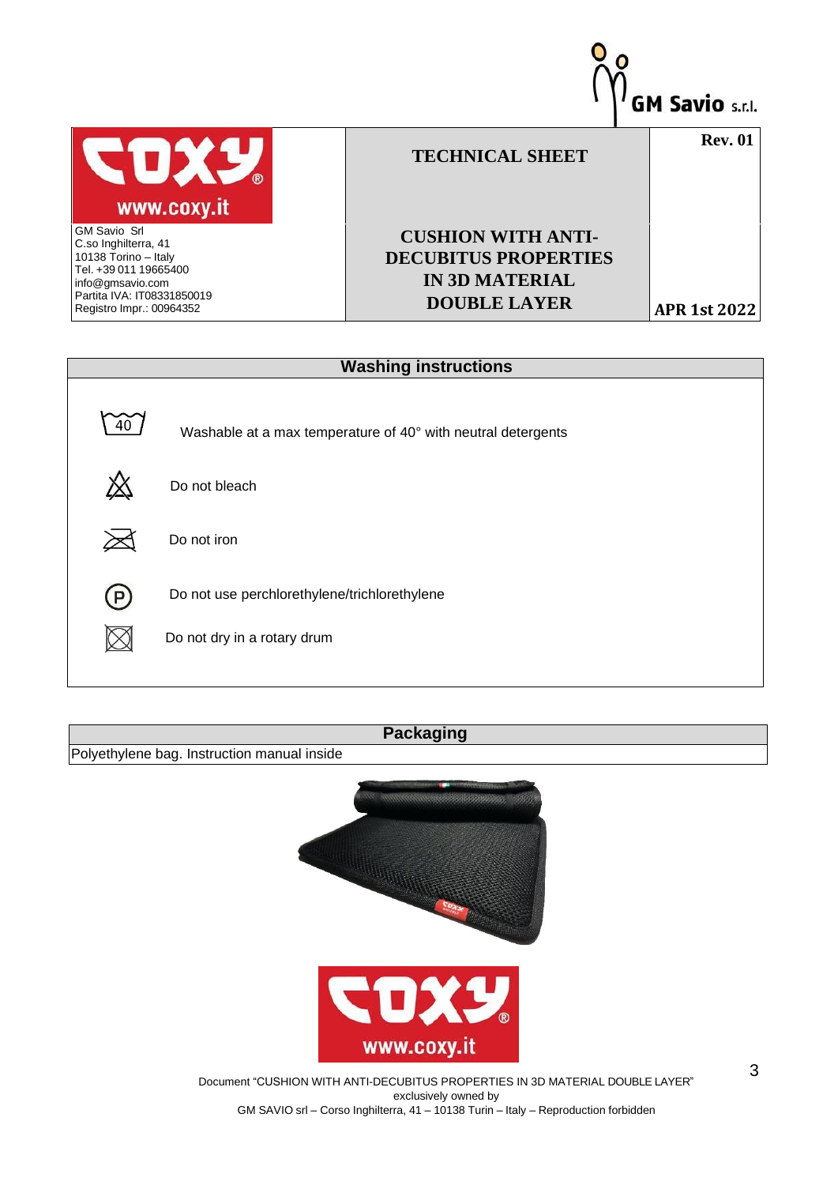| COXY® www.coxy.it<br>GM Savio Srl<br>C.so Inghilterra, 41<br>10138 Torino – Italy<br>Tel. +39 011 19665400<br>info@gmsavio.com<br>Partita IVA: IT08331850019<br>Registro Impr.: 00964352 | **TECHNICAL SHEET**<br><br>**CUSHION WITH ANTI-DECUBITUS PROPERTIES IN 3D MATERIAL DOUBLE LAYER** | **Rev. 01**<br><br>**APR 1st 2022** |
|---|---|---|

## Washing instructions

- 40 — Washable at a max temperature of 40° with neutral detergents
- Do not bleach
- Do not iron
- P — Do not use perchlorethylene/trichlorethylene
- Do not dry in a rotary drum

## Packaging

Polyethylene bag. Instruction manual inside

Document "CUSHION WITH ANTI-DECUBITUS PROPERTIES IN 3D MATERIAL DOUBLE LAYER" exclusively owned by
GM SAVIO srl – Corso Inghilterra, 41 – 10138 Turin – Italy – Reproduction forbidden